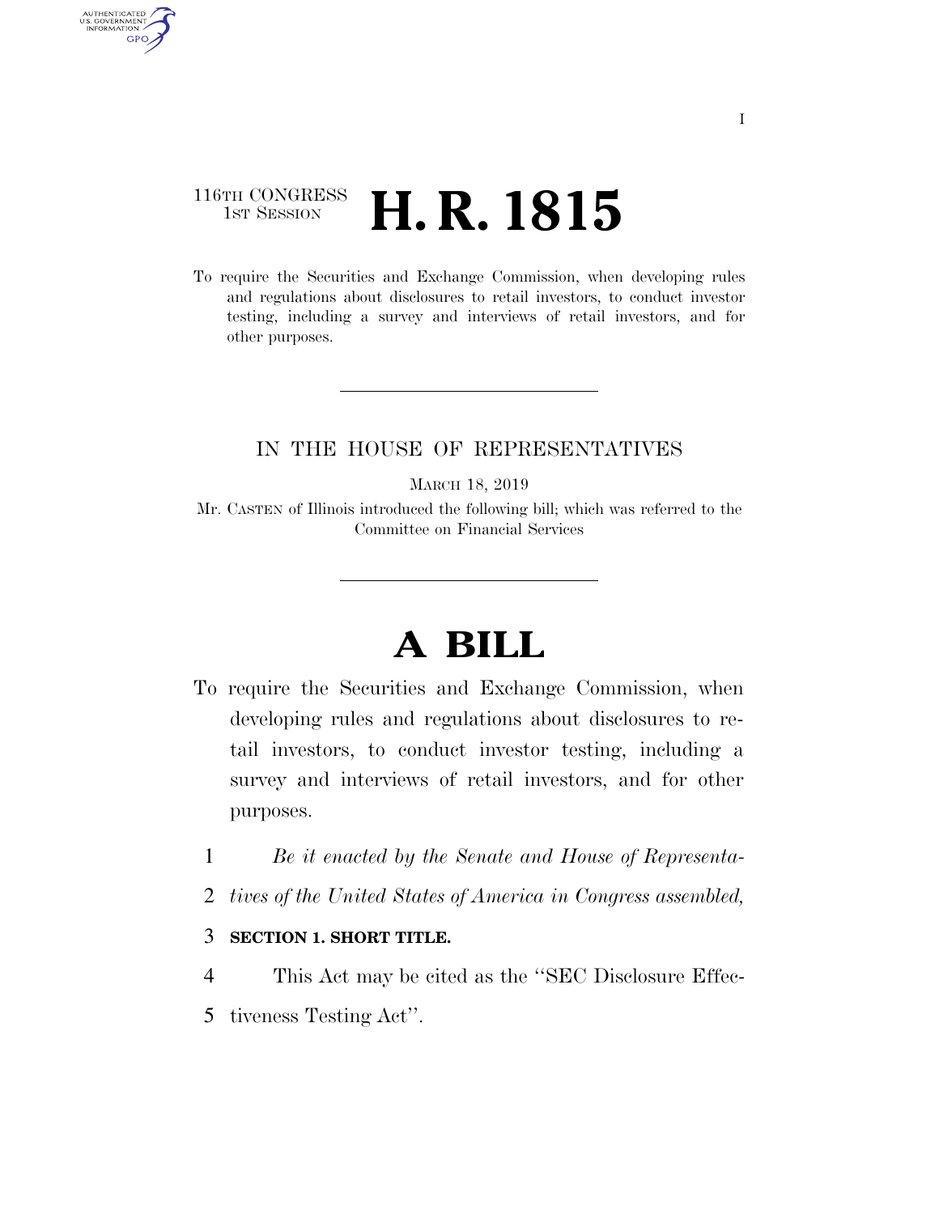116TH CONGRESS
1ST SESSION

# H. R. 1815

To require the Securities and Exchange Commission, when developing rules and regulations about disclosures to retail investors, to conduct investor testing, including a survey and interviews of retail investors, and for other purposes.

IN THE HOUSE OF REPRESENTATIVES

MARCH 18, 2019

Mr. CASTEN of Illinois introduced the following bill; which was referred to the Committee on Financial Services

# A BILL

To require the Securities and Exchange Commission, when developing rules and regulations about disclosures to retail investors, to conduct investor testing, including a survey and interviews of retail investors, and for other purposes.

*Be it enacted by the Senate and House of Representatives of the United States of America in Congress assembled,*

**SECTION 1. SHORT TITLE.**

This Act may be cited as the ''SEC Disclosure Effectiveness Testing Act''.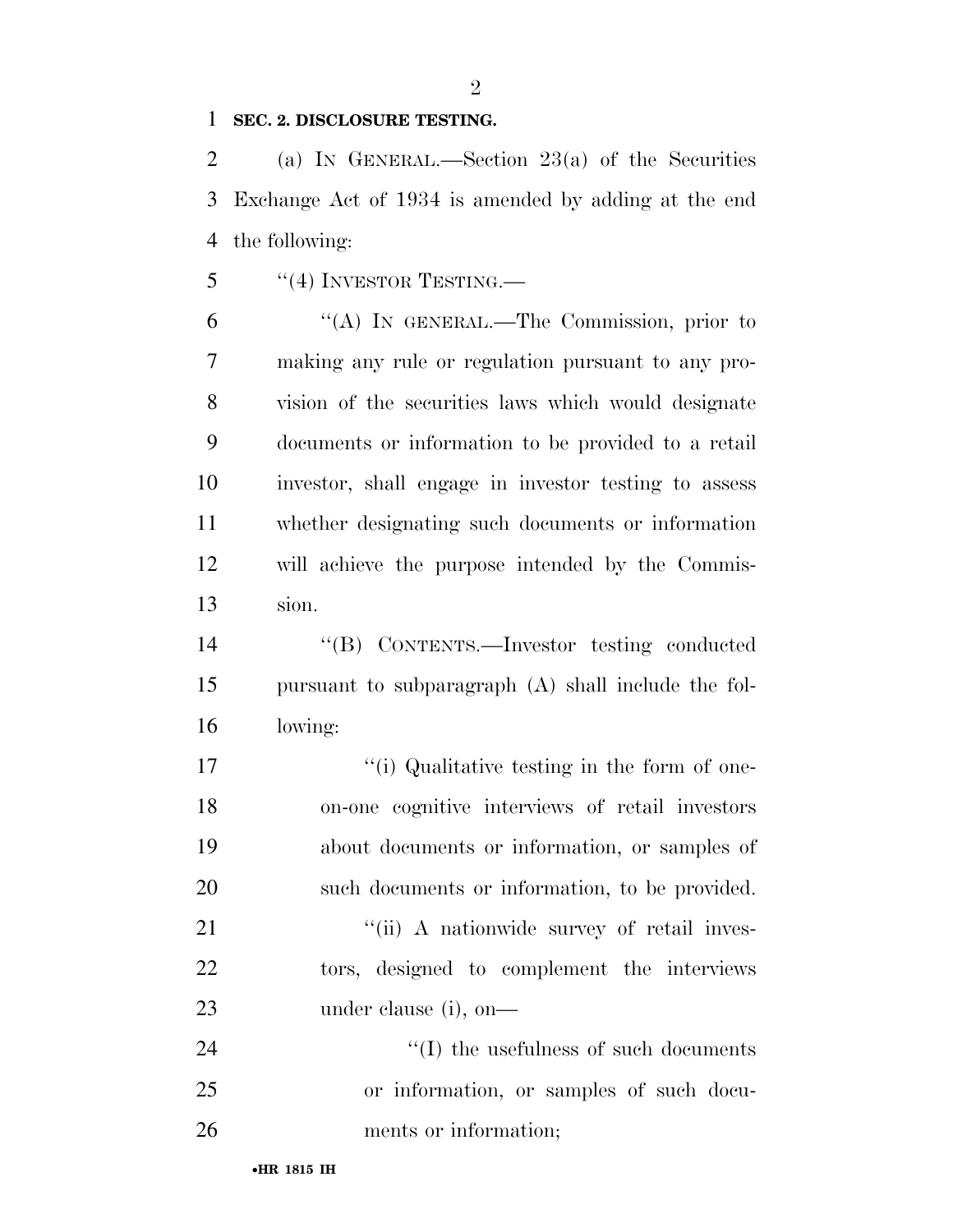**SEC. 2. DISCLOSURE TESTING.**

(a) IN GENERAL.—Section 23(a) of the Securities Exchange Act of 1934 is amended by adding at the end the following:

"(4) INVESTOR TESTING.—

"(A) IN GENERAL.—The Commission, prior to making any rule or regulation pursuant to any provision of the securities laws which would designate documents or information to be provided to a retail investor, shall engage in investor testing to assess whether designating such documents or information will achieve the purpose intended by the Commission.

"(B) CONTENTS.—Investor testing conducted pursuant to subparagraph (A) shall include the following:

"(i) Qualitative testing in the form of one-on-one cognitive interviews of retail investors about documents or information, or samples of such documents or information, to be provided.

"(ii) A nationwide survey of retail investors, designed to complement the interviews under clause (i), on—

"(I) the usefulness of such documents or information, or samples of such documents or information;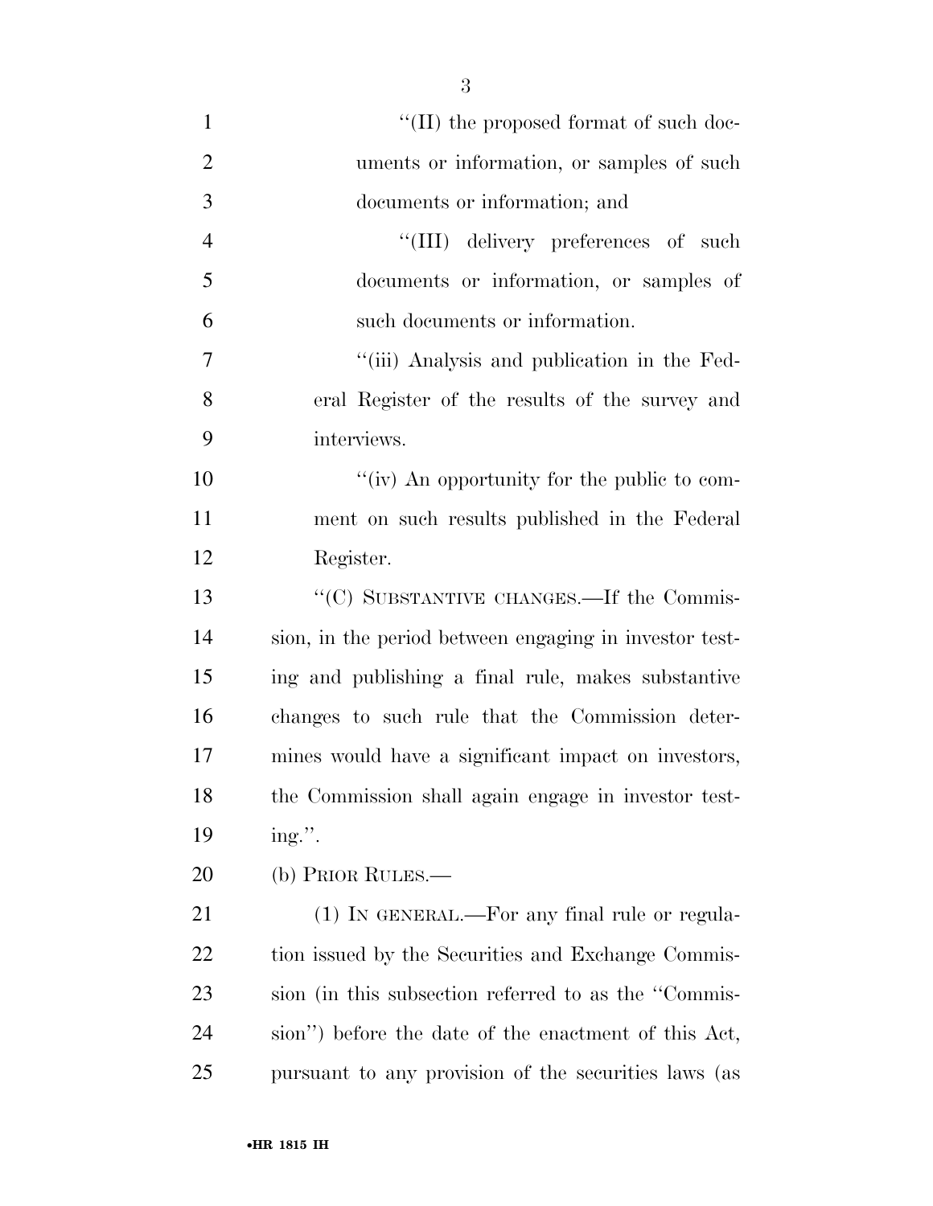"(II) the proposed format of such documents or information, or samples of such documents or information; and

"(III) delivery preferences of such documents or information, or samples of such documents or information.

"(iii) Analysis and publication in the Federal Register of the results of the survey and interviews.

"(iv) An opportunity for the public to comment on such results published in the Federal Register.

"(C) SUBSTANTIVE CHANGES.—If the Commission, in the period between engaging in investor testing and publishing a final rule, makes substantive changes to such rule that the Commission determines would have a significant impact on investors, the Commission shall again engage in investor testing.".

(b) PRIOR RULES.—

(1) IN GENERAL.—For any final rule or regulation issued by the Securities and Exchange Commission (in this subsection referred to as the "Commission") before the date of the enactment of this Act, pursuant to any provision of the securities laws (as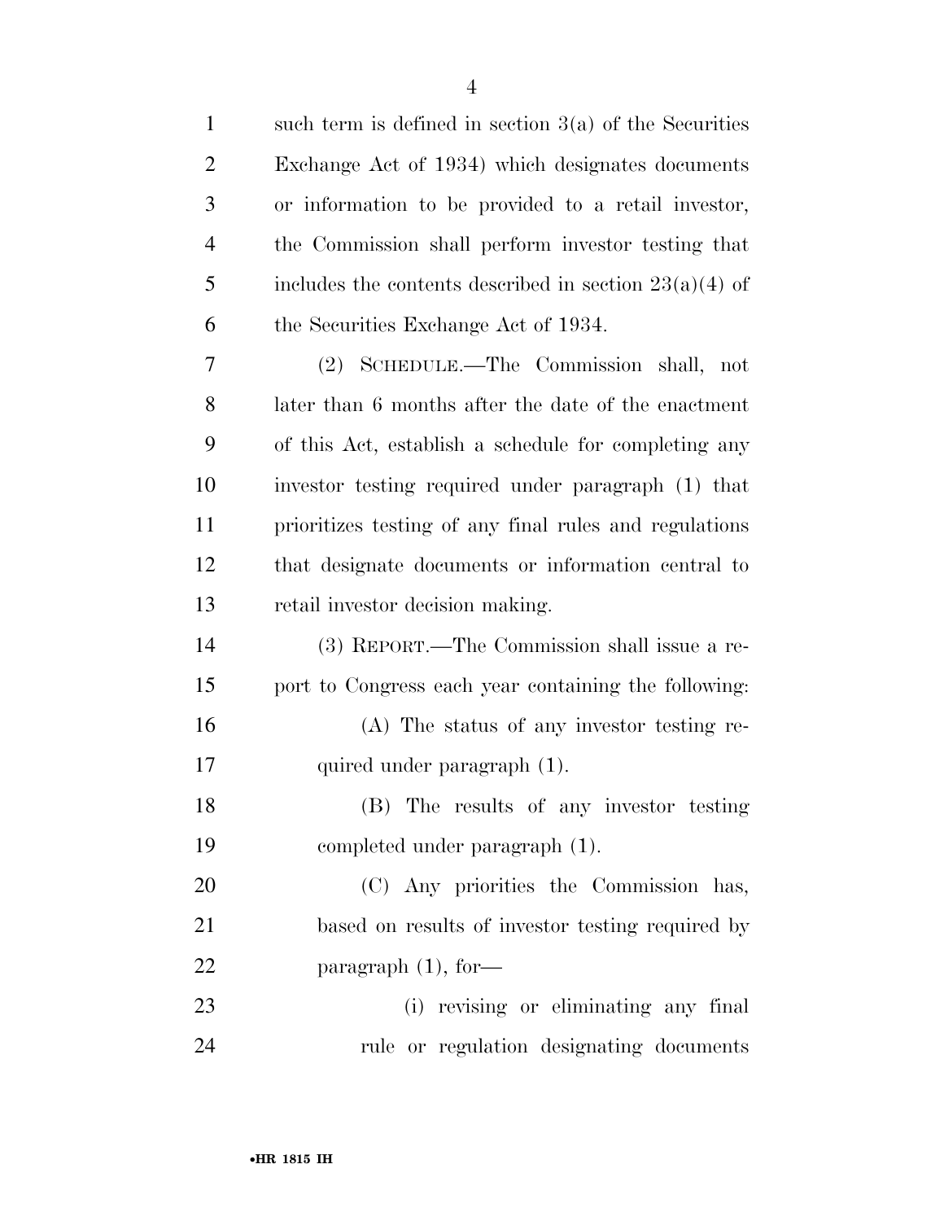such term is defined in section 3(a) of the Securities Exchange Act of 1934) which designates documents or information to be provided to a retail investor, the Commission shall perform investor testing that includes the contents described in section 23(a)(4) of the Securities Exchange Act of 1934.

(2) SCHEDULE.—The Commission shall, not later than 6 months after the date of the enactment of this Act, establish a schedule for completing any investor testing required under paragraph (1) that prioritizes testing of any final rules and regulations that designate documents or information central to retail investor decision making.

(3) REPORT.—The Commission shall issue a report to Congress each year containing the following:

(A) The status of any investor testing required under paragraph (1).

(B) The results of any investor testing completed under paragraph (1).

(C) Any priorities the Commission has, based on results of investor testing required by paragraph (1), for—

(i) revising or eliminating any final rule or regulation designating documents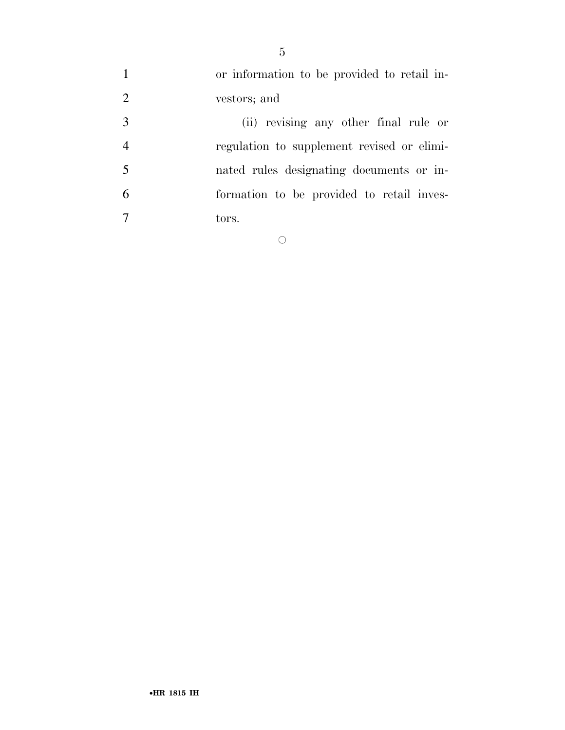or information to be provided to retail investors; and

(ii) revising any other final rule or regulation to supplement revised or eliminated rules designating documents or information to be provided to retail investors.

○